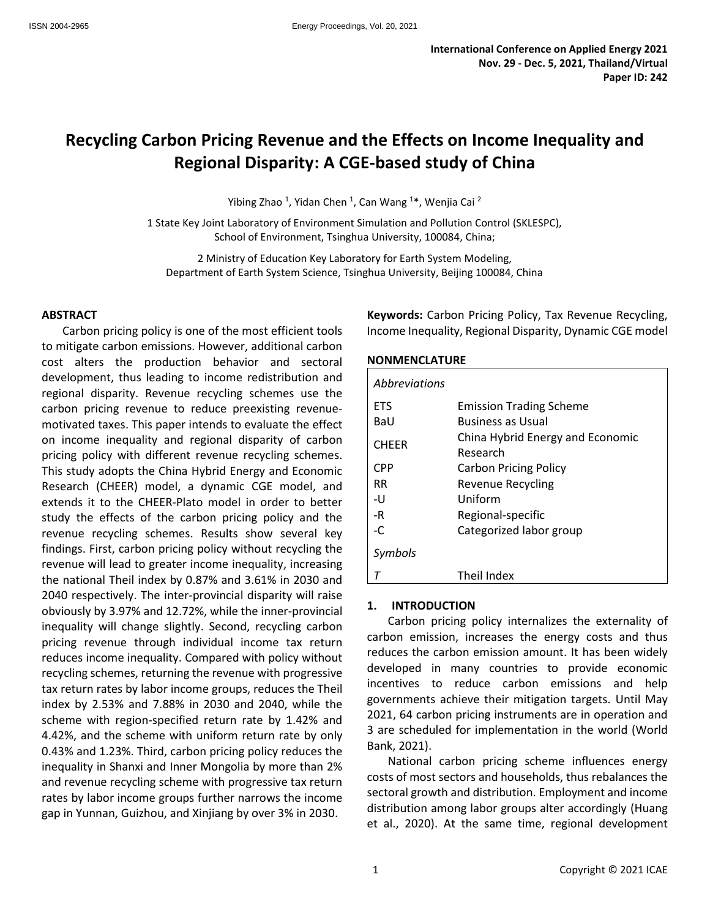International Conference on Applied Energy 2021
Nov. 29 - Dec. 5, 2021, Thailand/Virtual
Paper ID: 242

# Recycling Carbon Pricing Revenue and the Effects on Income Inequality and Regional Disparity: A CGE-based study of China

Yibing Zhao [1], Yidan Chen [1], Can Wang [1]*, Wenjia Cai [2]

1 State Key Joint Laboratory of Environment Simulation and Pollution Control (SKLESPC), School of Environment, Tsinghua University, 100084, China;

2 Ministry of Education Key Laboratory for Earth System Modeling, Department of Earth System Science, Tsinghua University, Beijing 100084, China

## ABSTRACT

Carbon pricing policy is one of the most efficient tools to mitigate carbon emissions. However, additional carbon cost alters the production behavior and sectoral development, thus leading to income redistribution and regional disparity. Revenue recycling schemes use the carbon pricing revenue to reduce preexisting revenue-motivated taxes. This paper intends to evaluate the effect on income inequality and regional disparity of carbon pricing policy with different revenue recycling schemes. This study adopts the China Hybrid Energy and Economic Research (CHEER) model, a dynamic CGE model, and extends it to the CHEER-Plato model in order to better study the effects of the carbon pricing policy and the revenue recycling schemes. Results show several key findings. First, carbon pricing policy without recycling the revenue will lead to greater income inequality, increasing the national Theil index by 0.87% and 3.61% in 2030 and 2040 respectively. The inter-provincial disparity will raise obviously by 3.97% and 12.72%, while the inner-provincial inequality will change slightly. Second, recycling carbon pricing revenue through individual income tax return reduces income inequality. Compared with policy without recycling schemes, returning the revenue with progressive tax return rates by labor income groups, reduces the Theil index by 2.53% and 7.88% in 2030 and 2040, while the scheme with region-specified return rate by 1.42% and 4.42%, and the scheme with uniform return rate by only 0.43% and 1.23%. Third, carbon pricing policy reduces the inequality in Shanxi and Inner Mongolia by more than 2% and revenue recycling scheme with progressive tax return rates by labor income groups further narrows the income gap in Yunnan, Guizhou, and Xinjiang by over 3% in 2030.

**Keywords:** Carbon Pricing Policy, Tax Revenue Recycling, Income Inequality, Regional Disparity, Dynamic CGE model

## NONMENCLATURE

| *Abbreviations* | |
|---|---|
| ETS | Emission Trading Scheme |
| BaU | Business as Usual |
| CHEER | China Hybrid Energy and Economic Research |
| CPP | Carbon Pricing Policy |
| RR | Revenue Recycling |
| -U | Uniform |
| -R | Regional-specific |
| -C | Categorized labor group |
| *Symbols* | |
| $T$ | Theil Index |

## 1. INTRODUCTION

Carbon pricing policy internalizes the externality of carbon emission, increases the energy costs and thus reduces the carbon emission amount. It has been widely developed in many countries to provide economic incentives to reduce carbon emissions and help governments achieve their mitigation targets. Until May 2021, 64 carbon pricing instruments are in operation and 3 are scheduled for implementation in the world (World Bank, 2021).

National carbon pricing scheme influences energy costs of most sectors and households, thus rebalances the sectoral growth and distribution. Employment and income distribution among labor groups alter accordingly (Huang et al., 2020). At the same time, regional development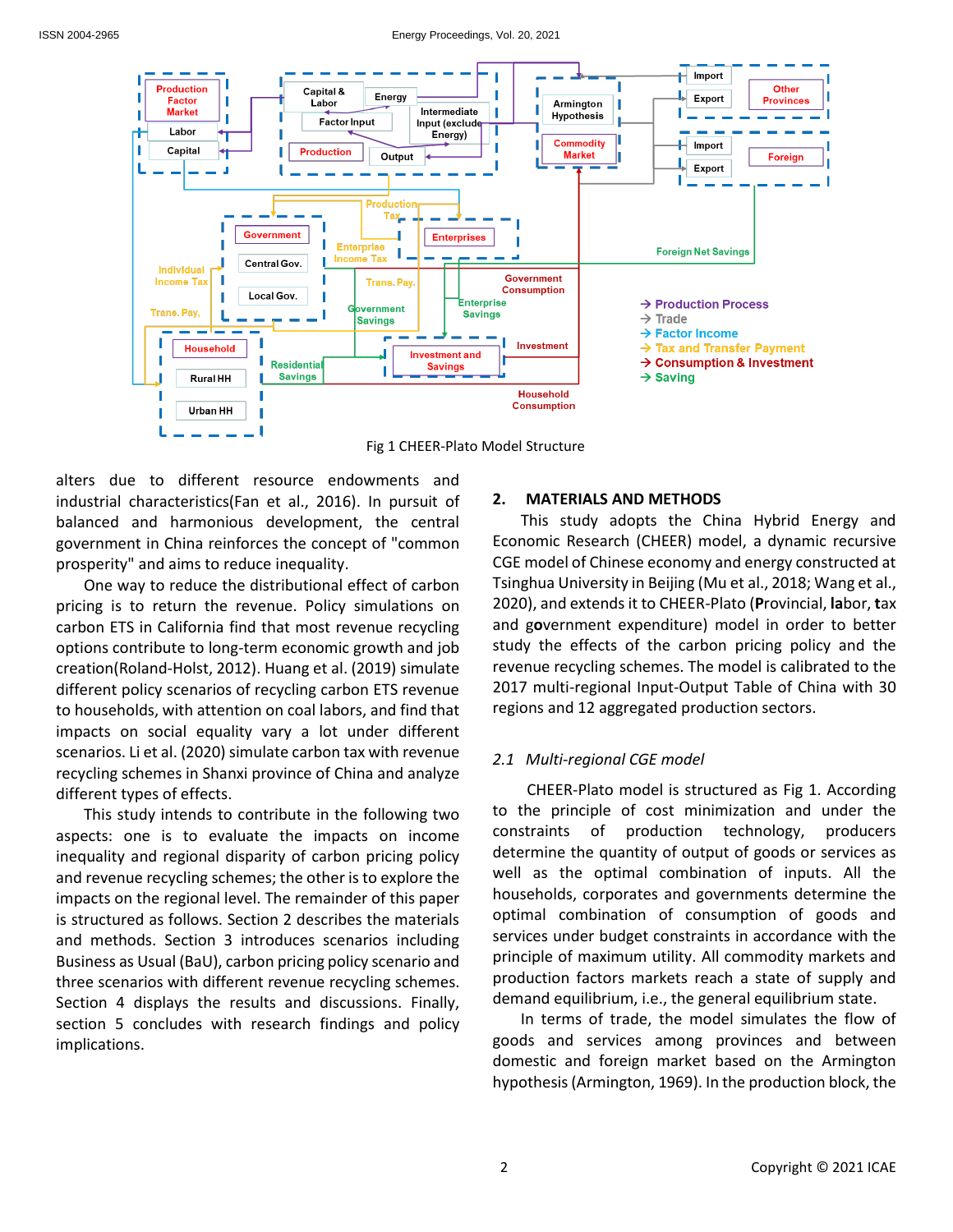Fig 1 CHEER-Plato Model Structure

alters due to different resource endowments and industrial characteristics(Fan et al., 2016). In pursuit of balanced and harmonious development, the central government in China reinforces the concept of "common prosperity" and aims to reduce inequality.

One way to reduce the distributional effect of carbon pricing is to return the revenue. Policy simulations on carbon ETS in California find that most revenue recycling options contribute to long-term economic growth and job creation(Roland-Holst, 2012). Huang et al. (2019) simulate different policy scenarios of recycling carbon ETS revenue to households, with attention on coal labors, and find that impacts on social equality vary a lot under different scenarios. Li et al. (2020) simulate carbon tax with revenue recycling schemes in Shanxi province of China and analyze different types of effects.

This study intends to contribute in the following two aspects: one is to evaluate the impacts on income inequality and regional disparity of carbon pricing policy and revenue recycling schemes; the other is to explore the impacts on the regional level. The remainder of this paper is structured as follows. Section 2 describes the materials and methods. Section 3 introduces scenarios including Business as Usual (BaU), carbon pricing policy scenario and three scenarios with different revenue recycling schemes. Section 4 displays the results and discussions. Finally, section 5 concludes with research findings and policy implications.

## 2. MATERIALS AND METHODS

This study adopts the China Hybrid Energy and Economic Research (CHEER) model, a dynamic recursive CGE model of Chinese economy and energy constructed at Tsinghua University in Beijing (Mu et al., 2018; Wang et al., 2020), and extends it to CHEER-Plato (**P**rovincial, **la**bor, **t**ax and g**o**vernment expenditure) model in order to better study the effects of the carbon pricing policy and the revenue recycling schemes. The model is calibrated to the 2017 multi-regional Input-Output Table of China with 30 regions and 12 aggregated production sectors.

### *2.1 Multi-regional CGE model*

CHEER-Plato model is structured as Fig 1. According to the principle of cost minimization and under the constraints of production technology, producers determine the quantity of output of goods or services as well as the optimal combination of inputs. All the households, corporates and governments determine the optimal combination of consumption of goods and services under budget constraints in accordance with the principle of maximum utility. All commodity markets and production factors markets reach a state of supply and demand equilibrium, i.e., the general equilibrium state.

In terms of trade, the model simulates the flow of goods and services among provinces and between domestic and foreign market based on the Armington hypothesis (Armington, 1969). In the production block, the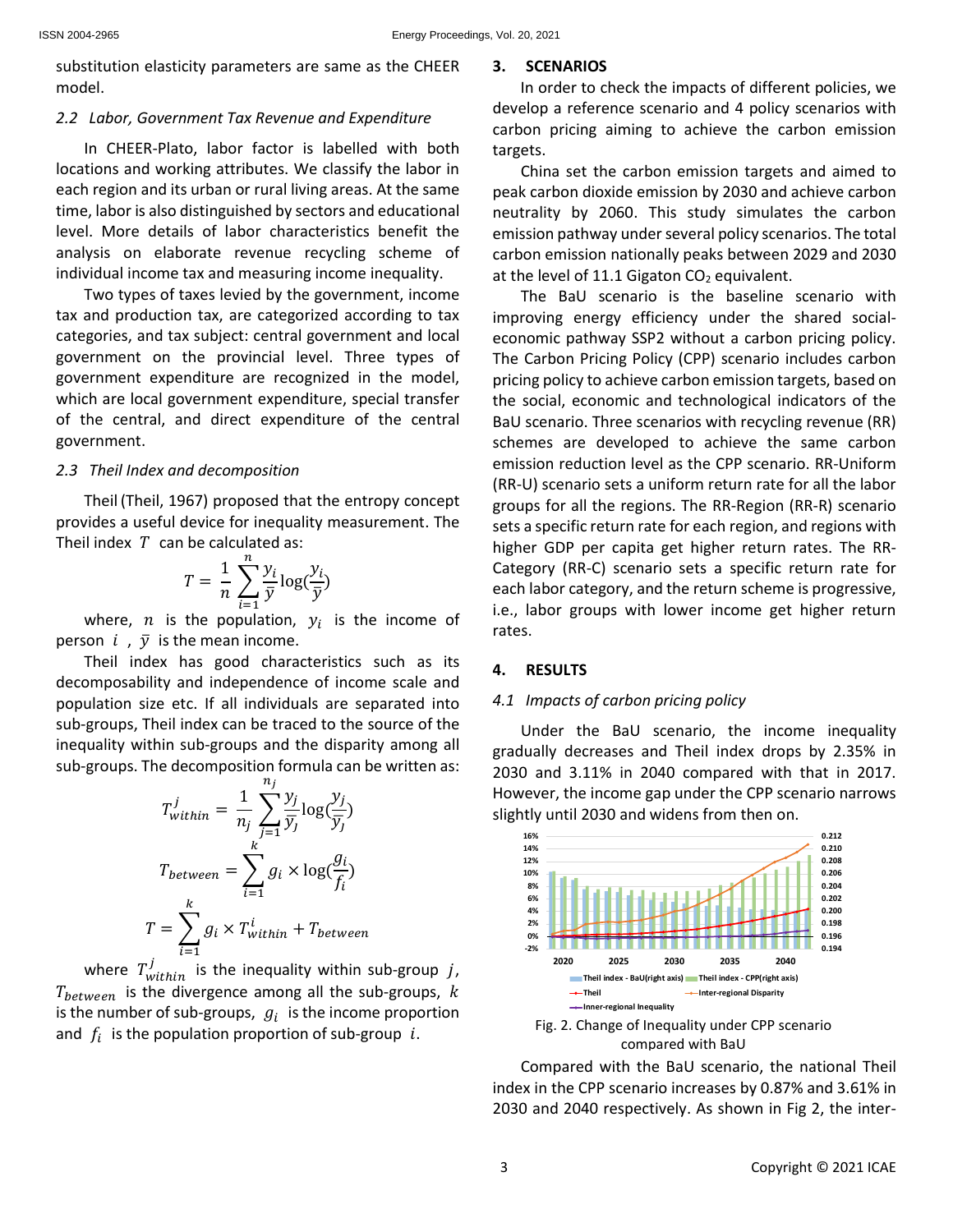substitution elasticity parameters are same as the CHEER model.

### 2.2 Labor, Government Tax Revenue and Expenditure

In CHEER-Plato, labor factor is labelled with both locations and working attributes. We classify the labor in each region and its urban or rural living areas. At the same time, labor is also distinguished by sectors and educational level. More details of labor characteristics benefit the analysis on elaborate revenue recycling scheme of individual income tax and measuring income inequality.

Two types of taxes levied by the government, income tax and production tax, are categorized according to tax categories, and tax subject: central government and local government on the provincial level. Three types of government expenditure are recognized in the model, which are local government expenditure, special transfer of the central, and direct expenditure of the central government.

### 2.3 Theil Index and decomposition

Theil (Theil, 1967) proposed that the entropy concept provides a useful device for inequality measurement. The Theil index $T$ can be calculated as:

$$T = \frac{1}{n}\sum_{i=1}^{n}\frac{y_i}{\bar{y}}\log(\frac{y_i}{\bar{y}})$$

where, $n$ is the population, $y_i$ is the income of person $i$, $\bar{y}$ is the mean income.

Theil index has good characteristics such as its decomposability and independence of income scale and population size etc. If all individuals are separated into sub-groups, Theil index can be traced to the source of the inequality within sub-groups and the disparity among all sub-groups. The decomposition formula can be written as:

$$T_{within}^{j} = \frac{1}{n_j}\sum_{j=1}^{n_j}\frac{y_j}{\bar{y}_j}\log(\frac{y_j}{\bar{y}_j})$$

$$T_{between} = \sum_{i=1}^{k} g_i \times \log(\frac{g_i}{f_i})$$

$$T = \sum_{i=1}^{k} g_i \times T_{within}^{i} + T_{between}$$

where $T_{within}^{j}$ is the inequality within sub-group $j$, $T_{between}$ is the divergence among all the sub-groups, $k$ is the number of sub-groups, $g_i$ is the income proportion and $f_i$ is the population proportion of sub-group $i$.

## 3. SCENARIOS

In order to check the impacts of different policies, we develop a reference scenario and 4 policy scenarios with carbon pricing aiming to achieve the carbon emission targets.

China set the carbon emission targets and aimed to peak carbon dioxide emission by 2030 and achieve carbon neutrality by 2060. This study simulates the carbon emission pathway under several policy scenarios. The total carbon emission nationally peaks between 2029 and 2030 at the level of 11.1 Gigaton $CO_2$ equivalent.

The BaU scenario is the baseline scenario with improving energy efficiency under the shared social-economic pathway SSP2 without a carbon pricing policy. The Carbon Pricing Policy (CPP) scenario includes carbon pricing policy to achieve carbon emission targets, based on the social, economic and technological indicators of the BaU scenario. Three scenarios with recycling revenue (RR) schemes are developed to achieve the same carbon emission reduction level as the CPP scenario. RR-Uniform (RR-U) scenario sets a uniform return rate for all the labor groups for all the regions. The RR-Region (RR-R) scenario sets a specific return rate for each region, and regions with higher GDP per capita get higher return rates. The RR-Category (RR-C) scenario sets a specific return rate for each labor category, and the return scheme is progressive, i.e., labor groups with lower income get higher return rates.

## 4. RESULTS

### 4.1 Impacts of carbon pricing policy

Under the BaU scenario, the income inequality gradually decreases and Theil index drops by 2.35% in 2030 and 3.11% in 2040 compared with that in 2017. However, the income gap under the CPP scenario narrows slightly until 2030 and widens from then on.

Fig. 2. Change of Inequality under CPP scenario compared with BaU

Compared with the BaU scenario, the national Theil index in the CPP scenario increases by 0.87% and 3.61% in 2030 and 2040 respectively. As shown in Fig 2, the inter-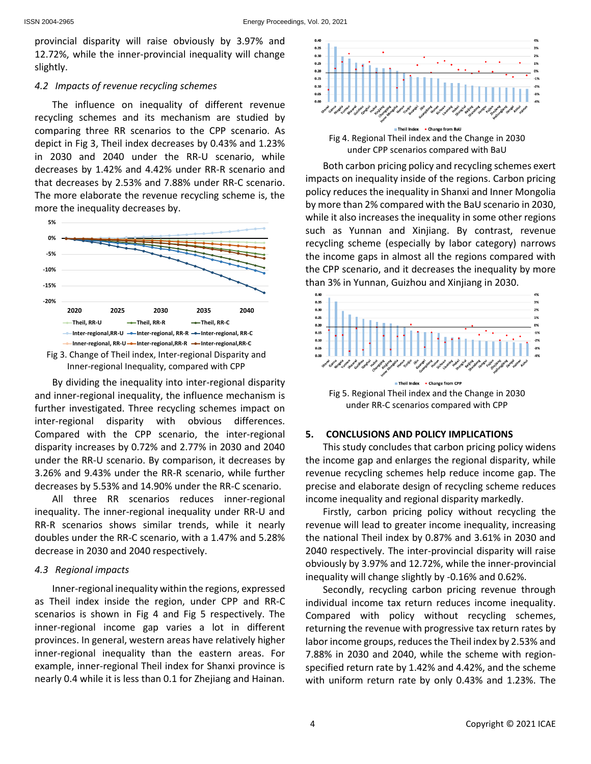provincial disparity will raise obviously by 3.97% and 12.72%, while the inner-provincial inequality will change slightly.

### 4.2 *Impacts of revenue recycling schemes*

The influence on inequality of different revenue recycling schemes and its mechanism are studied by comparing three RR scenarios to the CPP scenario. As depict in Fig 3, Theil index decreases by 0.43% and 1.23% in 2030 and 2040 under the RR-U scenario, while decreases by 1.42% and 4.42% under RR-R scenario and that decreases by 2.53% and 7.88% under RR-C scenario. The more elaborate the revenue recycling scheme is, the more the inequality decreases by.

Fig 3. Change of Theil index, Inter-regional Disparity and Inner-regional Inequality, compared with CPP

By dividing the inequality into inter-regional disparity and inner-regional inequality, the influence mechanism is further investigated. Three recycling schemes impact on inter-regional disparity with obvious differences. Compared with the CPP scenario, the inter-regional disparity increases by 0.72% and 2.77% in 2030 and 2040 under the RR-U scenario. By comparison, it decreases by 3.26% and 9.43% under the RR-R scenario, while further decreases by 5.53% and 14.90% under the RR-C scenario.

All three RR scenarios reduces inner-regional inequality. The inner-regional inequality under RR-U and RR-R scenarios shows similar trends, while it nearly doubles under the RR-C scenario, with a 1.47% and 5.28% decrease in 2030 and 2040 respectively.

### 4.3 *Regional impacts*

Inner-regional inequality within the regions, expressed as Theil index inside the region, under CPP and RR-C scenarios is shown in Fig 4 and Fig 5 respectively. The inner-regional income gap varies a lot in different provinces. In general, western areas have relatively higher inner-regional inequality than the eastern areas. For example, inner-regional Theil index for Shanxi province is nearly 0.4 while it is less than 0.1 for Zhejiang and Hainan.

Fig 4. Regional Theil index and the Change in 2030 under CPP scenarios compared with BaU

Both carbon pricing policy and recycling schemes exert impacts on inequality inside of the regions. Carbon pricing policy reduces the inequality in Shanxi and Inner Mongolia by more than 2% compared with the BaU scenario in 2030, while it also increases the inequality in some other regions such as Yunnan and Xinjiang. By contrast, revenue recycling scheme (especially by labor category) narrows the income gaps in almost all the regions compared with the CPP scenario, and it decreases the inequality by more than 3% in Yunnan, Guizhou and Xinjiang in 2030.

Fig 5. Regional Theil index and the Change in 2030 under RR-C scenarios compared with CPP

## 5. CONCLUSIONS AND POLICY IMPLICATIONS

This study concludes that carbon pricing policy widens the income gap and enlarges the regional disparity, while revenue recycling schemes help reduce income gap. The precise and elaborate design of recycling scheme reduces income inequality and regional disparity markedly.

Firstly, carbon pricing policy without recycling the revenue will lead to greater income inequality, increasing the national Theil index by 0.87% and 3.61% in 2030 and 2040 respectively. The inter-provincial disparity will raise obviously by 3.97% and 12.72%, while the inner-provincial inequality will change slightly by -0.16% and 0.62%.

Secondly, recycling carbon pricing revenue through individual income tax return reduces income inequality. Compared with policy without recycling schemes, returning the revenue with progressive tax return rates by labor income groups, reduces the Theil index by 2.53% and 7.88% in 2030 and 2040, while the scheme with region-specified return rate by 1.42% and 4.42%, and the scheme with uniform return rate by only 0.43% and 1.23%. The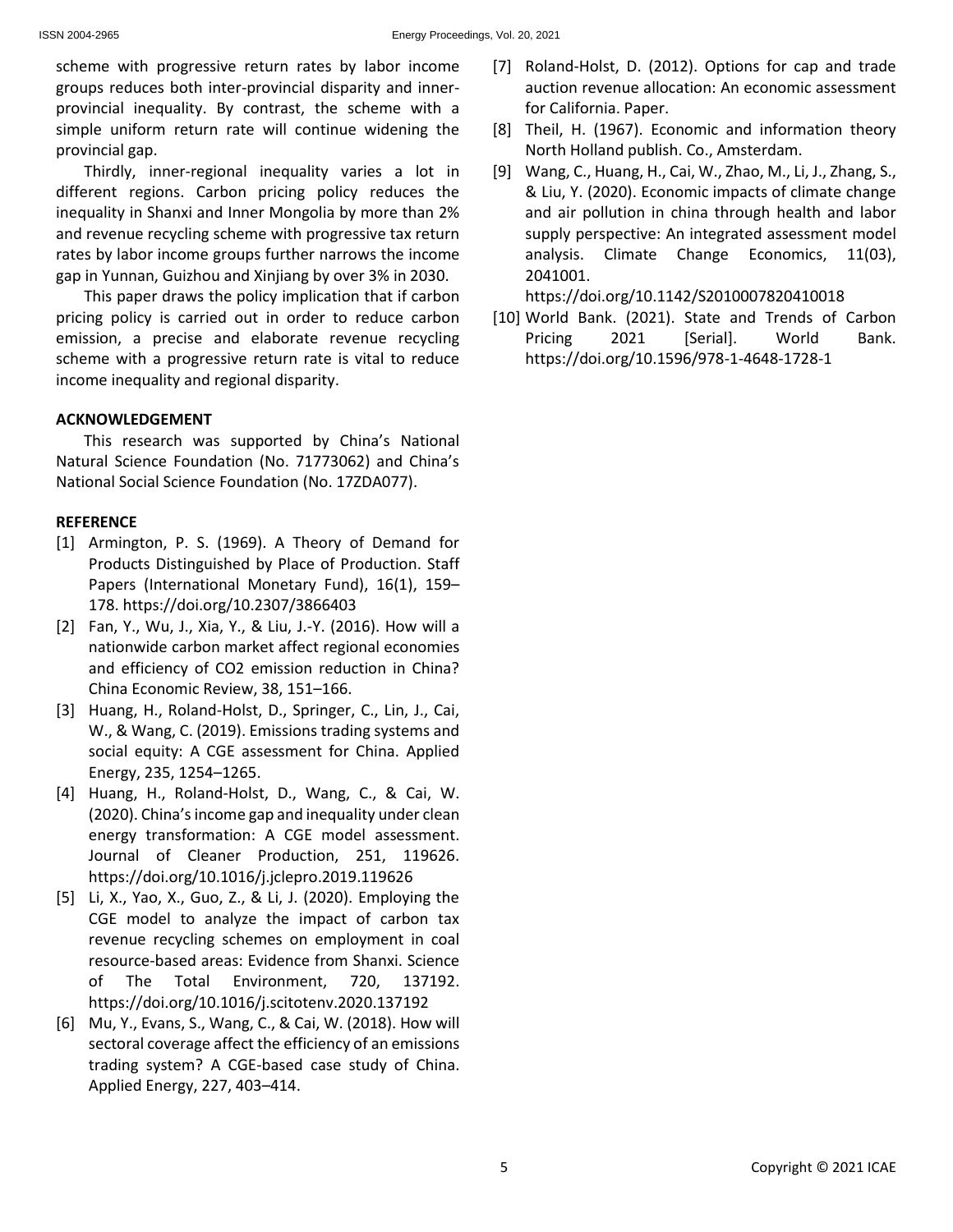scheme with progressive return rates by labor income groups reduces both inter-provincial disparity and inner-provincial inequality. By contrast, the scheme with a simple uniform return rate will continue widening the provincial gap.

Thirdly, inner-regional inequality varies a lot in different regions. Carbon pricing policy reduces the inequality in Shanxi and Inner Mongolia by more than 2% and revenue recycling scheme with progressive tax return rates by labor income groups further narrows the income gap in Yunnan, Guizhou and Xinjiang by over 3% in 2030.

This paper draws the policy implication that if carbon pricing policy is carried out in order to reduce carbon emission, a precise and elaborate revenue recycling scheme with a progressive return rate is vital to reduce income inequality and regional disparity.

## ACKNOWLEDGEMENT

This research was supported by China's National Natural Science Foundation (No. 71773062) and China's National Social Science Foundation (No. 17ZDA077).

## REFERENCE

[1] Armington, P. S. (1969). A Theory of Demand for Products Distinguished by Place of Production. Staff Papers (International Monetary Fund), 16(1), 159–178. https://doi.org/10.2307/3866403

[2] Fan, Y., Wu, J., Xia, Y., & Liu, J.-Y. (2016). How will a nationwide carbon market affect regional economies and efficiency of CO2 emission reduction in China? China Economic Review, 38, 151–166.

[3] Huang, H., Roland-Holst, D., Springer, C., Lin, J., Cai, W., & Wang, C. (2019). Emissions trading systems and social equity: A CGE assessment for China. Applied Energy, 235, 1254–1265.

[4] Huang, H., Roland-Holst, D., Wang, C., & Cai, W. (2020). China's income gap and inequality under clean energy transformation: A CGE model assessment. Journal of Cleaner Production, 251, 119626. https://doi.org/10.1016/j.jclepro.2019.119626

[5] Li, X., Yao, X., Guo, Z., & Li, J. (2020). Employing the CGE model to analyze the impact of carbon tax revenue recycling schemes on employment in coal resource-based areas: Evidence from Shanxi. Science of The Total Environment, 720, 137192. https://doi.org/10.1016/j.scitotenv.2020.137192

[6] Mu, Y., Evans, S., Wang, C., & Cai, W. (2018). How will sectoral coverage affect the efficiency of an emissions trading system? A CGE-based case study of China. Applied Energy, 227, 403–414.

[7] Roland-Holst, D. (2012). Options for cap and trade auction revenue allocation: An economic assessment for California. Paper.

[8] Theil, H. (1967). Economic and information theory North Holland publish. Co., Amsterdam.

[9] Wang, C., Huang, H., Cai, W., Zhao, M., Li, J., Zhang, S., & Liu, Y. (2020). Economic impacts of climate change and air pollution in china through health and labor supply perspective: An integrated assessment model analysis. Climate Change Economics, 11(03), 2041001. https://doi.org/10.1142/S2010007820410018

[10] World Bank. (2021). State and Trends of Carbon Pricing 2021 [Serial]. World Bank. https://doi.org/10.1596/978-1-4648-1728-1